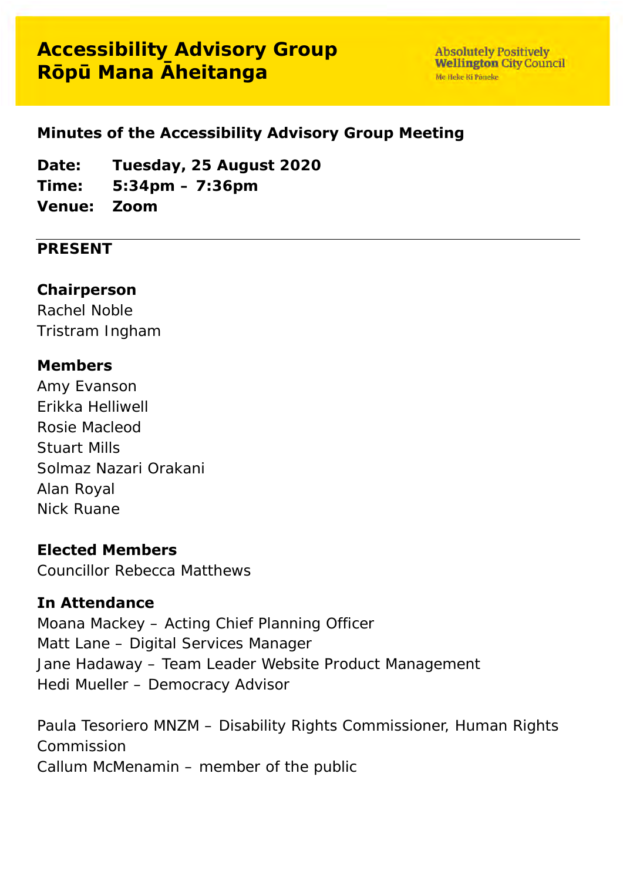# Accessibility Advisory Group
# Rōpū Mana Āheitanga

Absolutely Positively **Wellington** City Council
Me Heke Ki Pōneke

## Minutes of the Accessibility Advisory Group Meeting

**Date:** Tuesday, 25 August 2020
**Time:** 5:34pm – 7:36pm
**Venue:** Zoom

---

## PRESENT

**Chairperson**
Rachel Noble
Tristram Ingham

**Members**
Amy Evanson
Erikka Helliwell
Rosie Macleod
Stuart Mills
Solmaz Nazari Orakani
Alan Royal
Nick Ruane

**Elected Members**
Councillor Rebecca Matthews

**In Attendance**
Moana Mackey – Acting Chief Planning Officer
Matt Lane – Digital Services Manager
Jane Hadaway – Team Leader Website Product Management
Hedi Mueller – Democracy Advisor

Paula Tesoriero MNZM – Disability Rights Commissioner, Human Rights Commission
Callum McMenamin – member of the public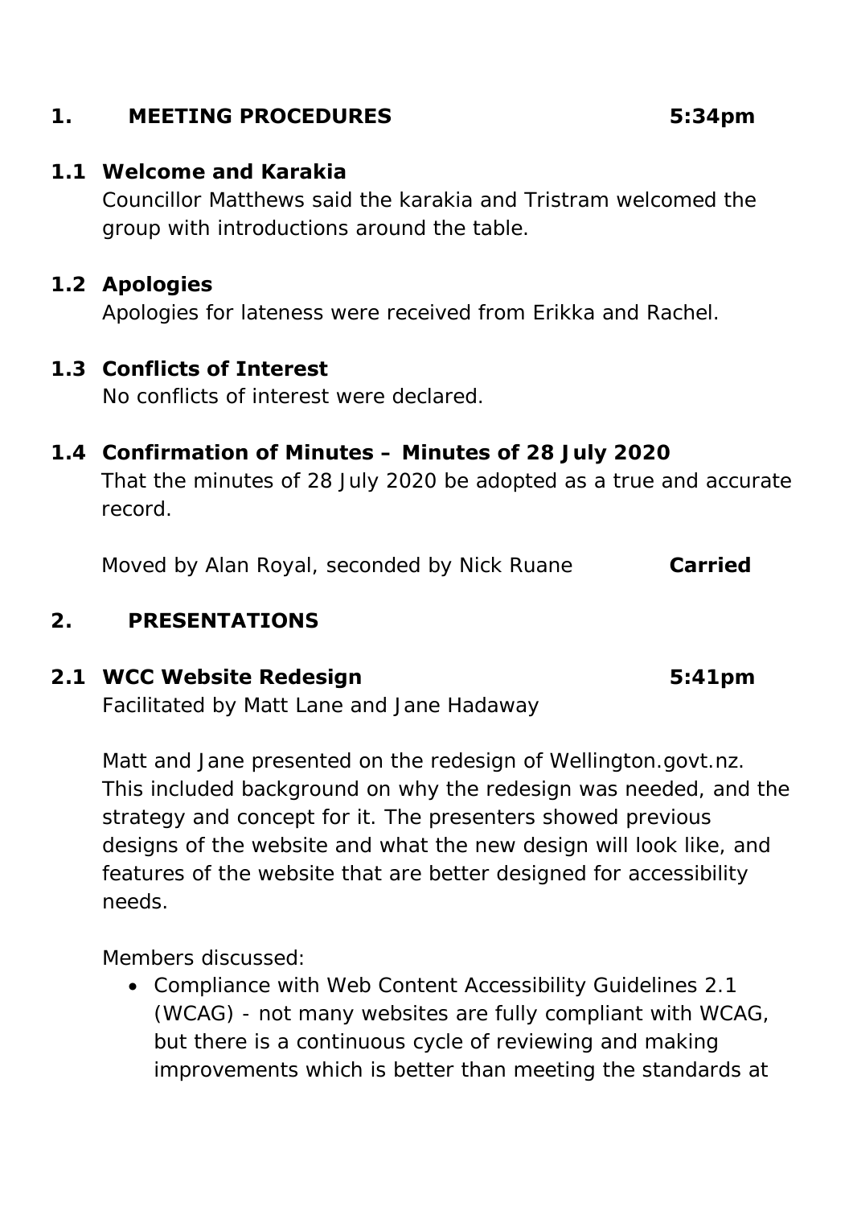## 1. MEETING PROCEDURES 5:34pm

### 1.1 Welcome and Karakia

Councillor Matthews said the karakia and Tristram welcomed the group with introductions around the table.

### 1.2 Apologies

Apologies for lateness were received from Erikka and Rachel.

### 1.3 Conflicts of Interest

No conflicts of interest were declared.

### 1.4 Confirmation of Minutes – Minutes of 28 July 2020

That the minutes of 28 July 2020 be adopted as a true and accurate record.

Moved by Alan Royal, seconded by Nick Ruane **Carried**

## 2. PRESENTATIONS

### 2.1 WCC Website Redesign 5:41pm

Facilitated by Matt Lane and Jane Hadaway

Matt and Jane presented on the redesign of Wellington.govt.nz. This included background on why the redesign was needed, and the strategy and concept for it. The presenters showed previous designs of the website and what the new design will look like, and features of the website that are better designed for accessibility needs.

Members discussed:

- Compliance with Web Content Accessibility Guidelines 2.1 (WCAG) - not many websites are fully compliant with WCAG, but there is a continuous cycle of reviewing and making improvements which is better than meeting the standards at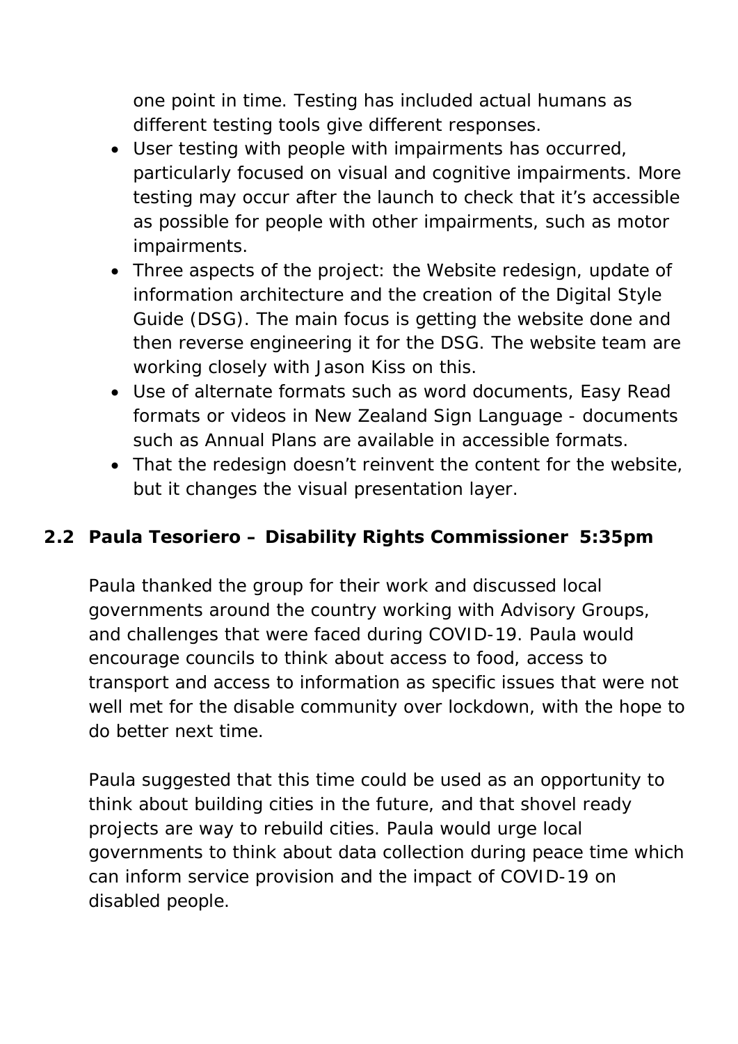one point in time. Testing has included actual humans as different testing tools give different responses.

- User testing with people with impairments has occurred, particularly focused on visual and cognitive impairments. More testing may occur after the launch to check that it's accessible as possible for people with other impairments, such as motor impairments.
- Three aspects of the project: the Website redesign, update of information architecture and the creation of the Digital Style Guide (DSG). The main focus is getting the website done and then reverse engineering it for the DSG. The website team are working closely with Jason Kiss on this.
- Use of alternate formats such as word documents, Easy Read formats or videos in New Zealand Sign Language - documents such as Annual Plans are available in accessible formats.
- That the redesign doesn't reinvent the content for the website, but it changes the visual presentation layer.

## 2.2 Paula Tesoriero – Disability Rights Commissioner 5:35pm

Paula thanked the group for their work and discussed local governments around the country working with Advisory Groups, and challenges that were faced during COVID-19. Paula would encourage councils to think about access to food, access to transport and access to information as specific issues that were not well met for the disable community over lockdown, with the hope to do better next time.

Paula suggested that this time could be used as an opportunity to think about building cities in the future, and that shovel ready projects are way to rebuild cities. Paula would urge local governments to think about data collection during peace time which can inform service provision and the impact of COVID-19 on disabled people.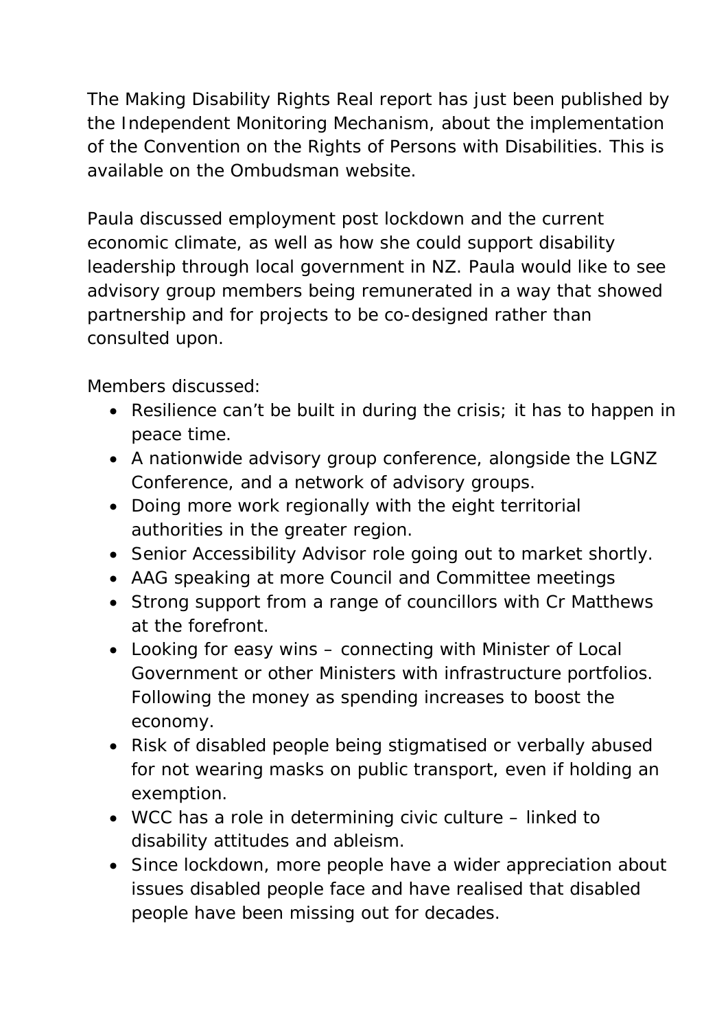The Making Disability Rights Real report has just been published by the Independent Monitoring Mechanism, about the implementation of the Convention on the Rights of Persons with Disabilities. This is available on the Ombudsman website.

Paula discussed employment post lockdown and the current economic climate, as well as how she could support disability leadership through local government in NZ. Paula would like to see advisory group members being remunerated in a way that showed partnership and for projects to be co-designed rather than consulted upon.

Members discussed:

- Resilience can't be built in during the crisis; it has to happen in peace time.
- A nationwide advisory group conference, alongside the LGNZ Conference, and a network of advisory groups.
- Doing more work regionally with the eight territorial authorities in the greater region.
- Senior Accessibility Advisor role going out to market shortly.
- AAG speaking at more Council and Committee meetings
- Strong support from a range of councillors with Cr Matthews at the forefront.
- Looking for easy wins – connecting with Minister of Local Government or other Ministers with infrastructure portfolios. Following the money as spending increases to boost the economy.
- Risk of disabled people being stigmatised or verbally abused for not wearing masks on public transport, even if holding an exemption.
- WCC has a role in determining civic culture – linked to disability attitudes and ableism.
- Since lockdown, more people have a wider appreciation about issues disabled people face and have realised that disabled people have been missing out for decades.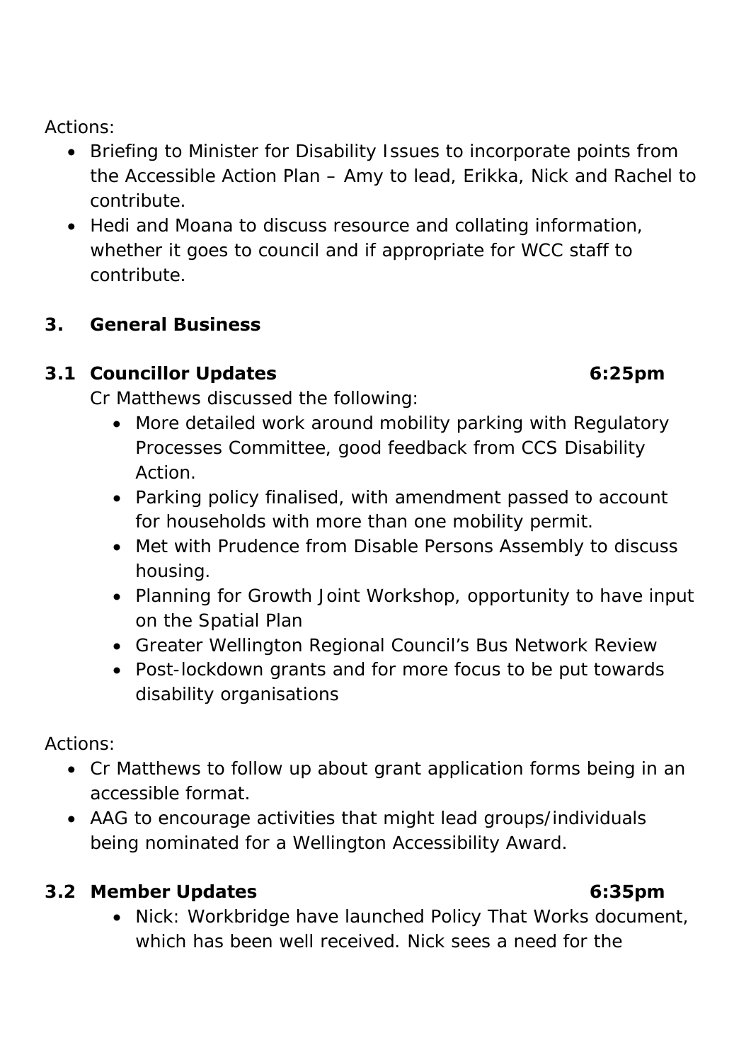Actions:

- Briefing to Minister for Disability Issues to incorporate points from the Accessible Action Plan – Amy to lead, Erikka, Nick and Rachel to contribute.
- Hedi and Moana to discuss resource and collating information, whether it goes to council and if appropriate for WCC staff to contribute.

## 3. General Business

### 3.1 Councillor Updates 6:25pm

Cr Matthews discussed the following:

- More detailed work around mobility parking with Regulatory Processes Committee, good feedback from CCS Disability Action.
- Parking policy finalised, with amendment passed to account for households with more than one mobility permit.
- Met with Prudence from Disable Persons Assembly to discuss housing.
- Planning for Growth Joint Workshop, opportunity to have input on the Spatial Plan
- Greater Wellington Regional Council's Bus Network Review
- Post-lockdown grants and for more focus to be put towards disability organisations

Actions:

- Cr Matthews to follow up about grant application forms being in an accessible format.
- AAG to encourage activities that might lead groups/individuals being nominated for a Wellington Accessibility Award.

### 3.2 Member Updates 6:35pm

- Nick: Workbridge have launched Policy That Works document, which has been well received. Nick sees a need for the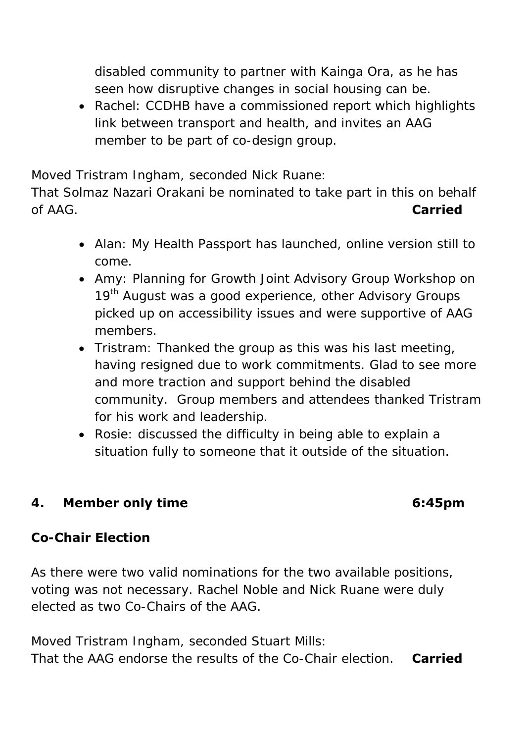disabled community to partner with Kainga Ora, as he has seen how disruptive changes in social housing can be.

- Rachel: CCDHB have a commissioned report which highlights link between transport and health, and invites an AAG member to be part of co-design group.

Moved Tristram Ingham, seconded Nick Ruane:
That Solmaz Nazari Orakani be nominated to take part in this on behalf of AAG. **Carried**

- Alan: My Health Passport has launched, online version still to come.
- Amy: Planning for Growth Joint Advisory Group Workshop on 19th August was a good experience, other Advisory Groups picked up on accessibility issues and were supportive of AAG members.
- Tristram: Thanked the group as this was his last meeting, having resigned due to work commitments. Glad to see more and more traction and support behind the disabled community. Group members and attendees thanked Tristram for his work and leadership.
- Rosie: discussed the difficulty in being able to explain a situation fully to someone that it outside of the situation.

## 4. Member only time 6:45pm

**Co-Chair Election**

As there were two valid nominations for the two available positions, voting was not necessary. Rachel Noble and Nick Ruane were duly elected as two Co-Chairs of the AAG.

Moved Tristram Ingham, seconded Stuart Mills:
That the AAG endorse the results of the Co-Chair election. **Carried**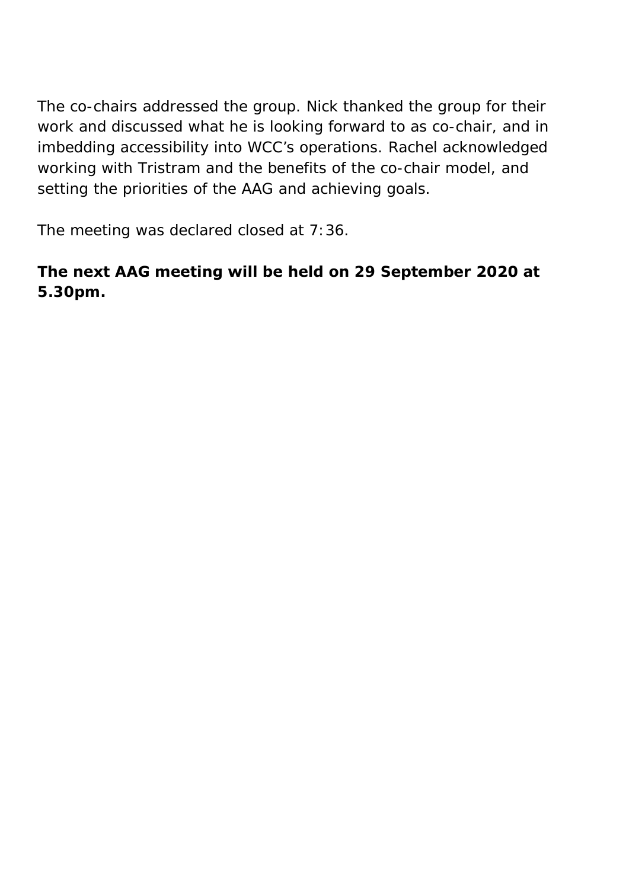The co-chairs addressed the group. Nick thanked the group for their work and discussed what he is looking forward to as co-chair, and in imbedding accessibility into WCC's operations. Rachel acknowledged working with Tristram and the benefits of the co-chair model, and setting the priorities of the AAG and achieving goals.

The meeting was declared closed at 7:36.

**The next AAG meeting will be held on 29 September 2020 at 5.30pm.**